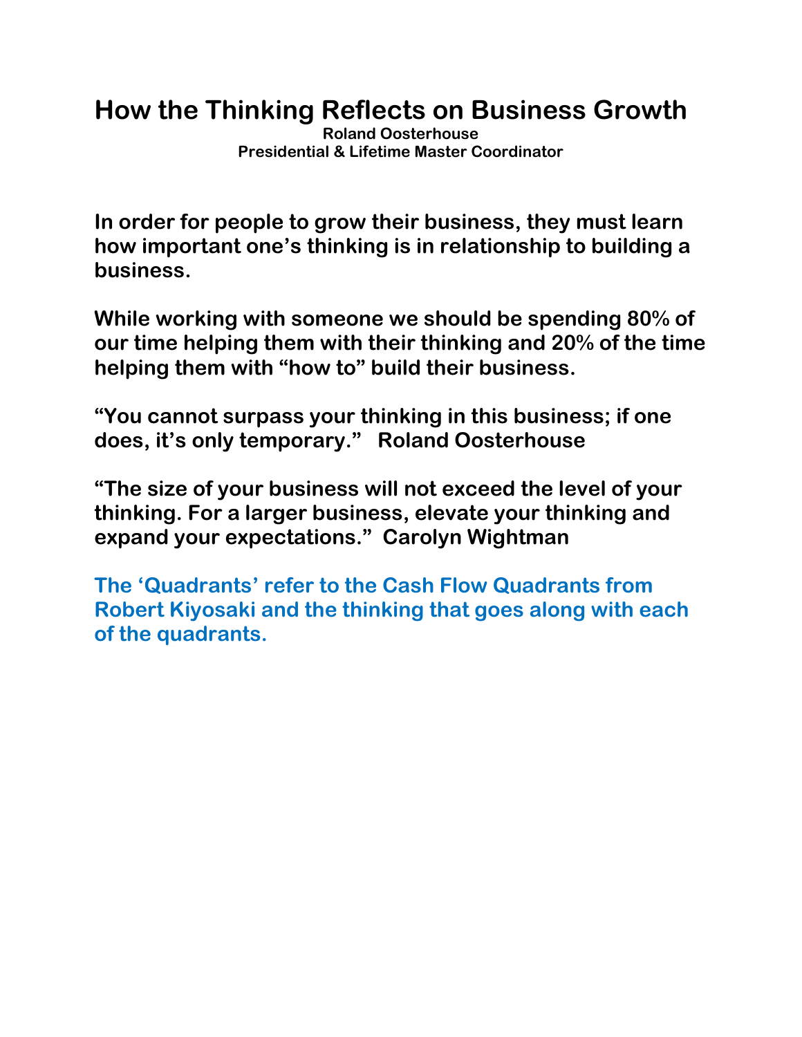# How the Thinking Reflects on Business Growth

**Roland Oosterhouse**
**Presidential & Lifetime Master Coordinator**

**In order for people to grow their business, they must learn how important one's thinking is in relationship to building a business.**

**While working with someone we should be spending 80% of our time helping them with their thinking and 20% of the time helping them with "how to" build their business.**

**"You cannot surpass your thinking in this business; if one does, it's only temporary." Roland Oosterhouse**

**"The size of your business will not exceed the level of your thinking. For a larger business, elevate your thinking and expand your expectations." Carolyn Wightman**

**The 'Quadrants' refer to the Cash Flow Quadrants from Robert Kiyosaki and the thinking that goes along with each of the quadrants.**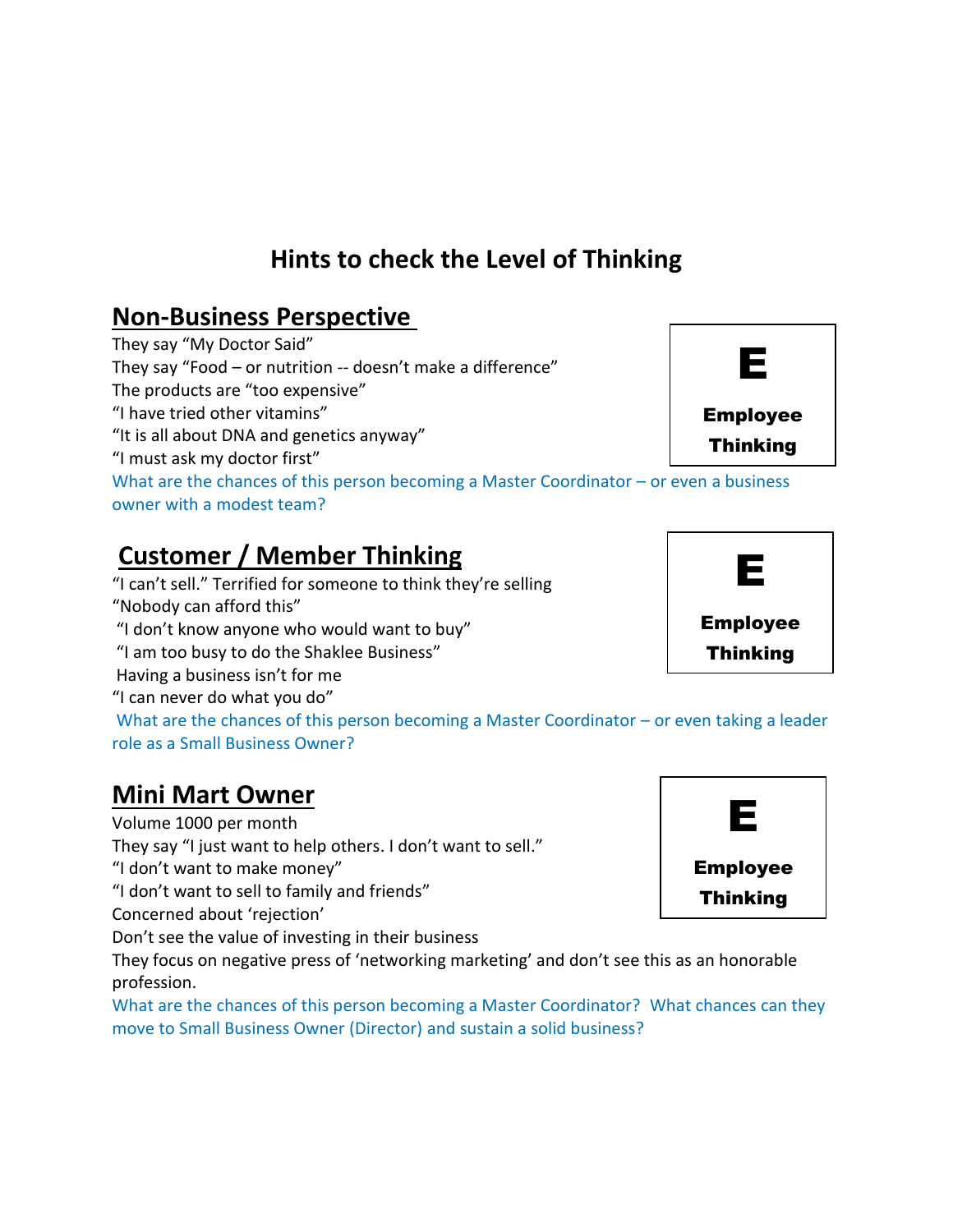# Hints to check the Level of Thinking

## Non-Business Perspective

They say "My Doctor Said"
They say "Food – or nutrition -- doesn't make a difference"
The products are "too expensive"
"I have tried other vitamins"
"It is all about DNA and genetics anyway"
"I must ask my doctor first"

**E**
**Employee Thinking**

What are the chances of this person becoming a Master Coordinator – or even a business owner with a modest team?

## Customer / Member Thinking

"I can't sell." Terrified for someone to think they're selling
"Nobody can afford this"
"I don't know anyone who would want to buy"
"I am too busy to do the Shaklee Business"
Having a business isn't for me
"I can never do what you do"

**E**
**Employee Thinking**

What are the chances of this person becoming a Master Coordinator – or even taking a leader role as a Small Business Owner?

## Mini Mart Owner

Volume 1000 per month
They say "I just want to help others. I don't want to sell."
"I don't want to make money"
"I don't want to sell to family and friends"
Concerned about 'rejection'
Don't see the value of investing in their business
They focus on negative press of 'networking marketing' and don't see this as an honorable profession.

**E**
**Employee Thinking**

What are the chances of this person becoming a Master Coordinator? What chances can they move to Small Business Owner (Director) and sustain a solid business?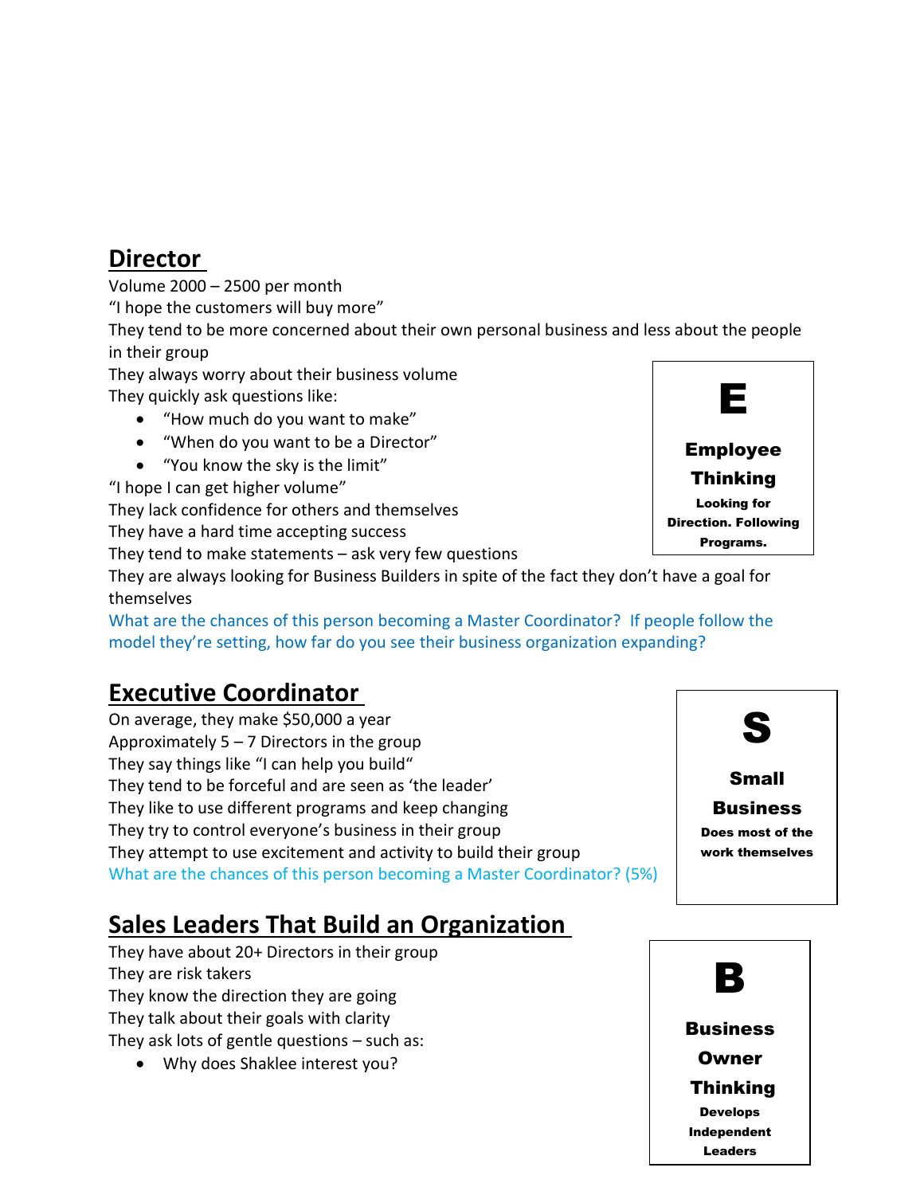## Director

Volume 2000 – 2500 per month

"I hope the customers will buy more"

They tend to be more concerned about their own personal business and less about the people in their group

They always worry about their business volume

They quickly ask questions like:

- "How much do you want to make"
- "When do you want to be a Director"
- "You know the sky is the limit"

"I hope I can get higher volume"

They lack confidence for others and themselves

They have a hard time accepting success

They tend to make statements – ask very few questions

They are always looking for Business Builders in spite of the fact they don't have a goal for themselves

What are the chances of this person becoming a Master Coordinator? If people follow the model they're setting, how far do you see their business organization expanding?

**E**

**Employee Thinking**

**Looking for Direction. Following Programs.**

## Executive Coordinator

On average, they make $50,000 a year

Approximately 5 – 7 Directors in the group

They say things like "I can help you build"

They tend to be forceful and are seen as 'the leader'

They like to use different programs and keep changing

They try to control everyone's business in their group

They attempt to use excitement and activity to build their group

What are the chances of this person becoming a Master Coordinator? (5%)

**S**

**Small Business**

**Does most of the work themselves**

## Sales Leaders That Build an Organization

They have about 20+ Directors in their group

They are risk takers

They know the direction they are going

They talk about their goals with clarity

They ask lots of gentle questions – such as:

- Why does Shaklee interest you?

**B**

**Business Owner Thinking**

**Develops Independent Leaders**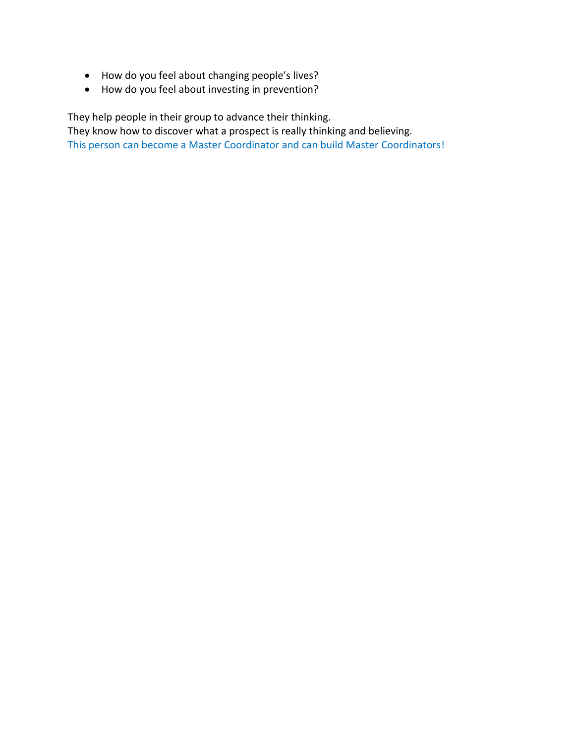- How do you feel about changing people’s lives?
- How do you feel about investing in prevention?

They help people in their group to advance their thinking.
They know how to discover what a prospect is really thinking and believing.
This person can become a Master Coordinator and can build Master Coordinators!